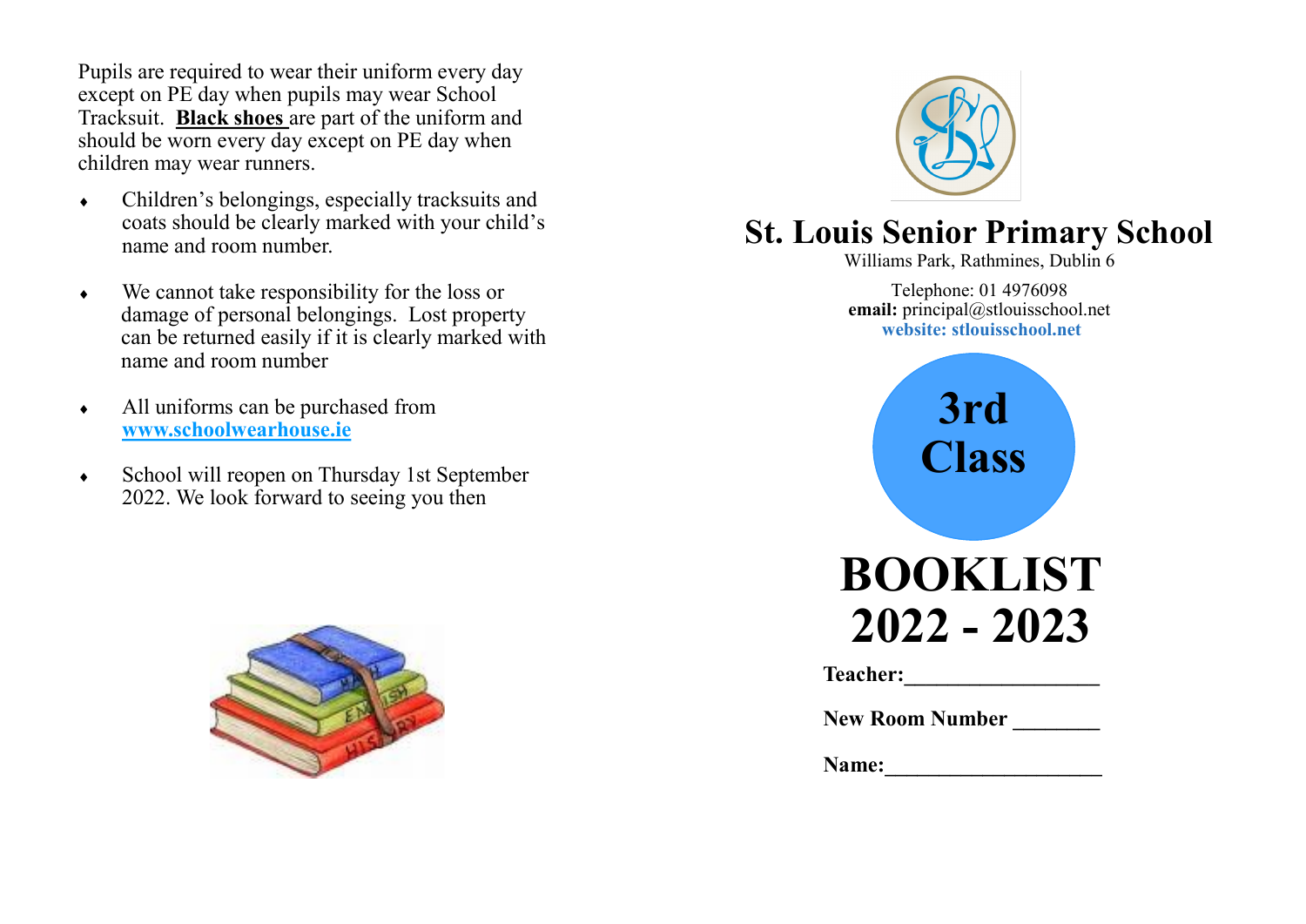Pupils are required to wear their uniform every day except on PE day when pupils may wear School Tracksuit. **Black shoes** are part of the uniform and should be worn every day except on PE day when children may wear runners.

- Children's belongings, especially tracksuits and coats should be clearly marked with your child's name and room number.
- We cannot take responsibility for the loss or damage of personal belongings. Lost property can be returned easily if it is clearly marked with name and room number
- All uniforms can be purchased from **www.schoolwearhouse.ie**
- School will reopen on Thursday 1st September 2022. We look forward to seeing you then

# St. Louis Senior Primary School

Williams Park, Rathmines, Dublin 6

Telephone: 01 4976098
**email:** principal@stlouisschool.net
**website: stlouisschool.net**

## 3rd Class

# BOOKLIST 2022 - 2023

**Teacher:**_________________

**New Room Number** ________

**Name:**___________________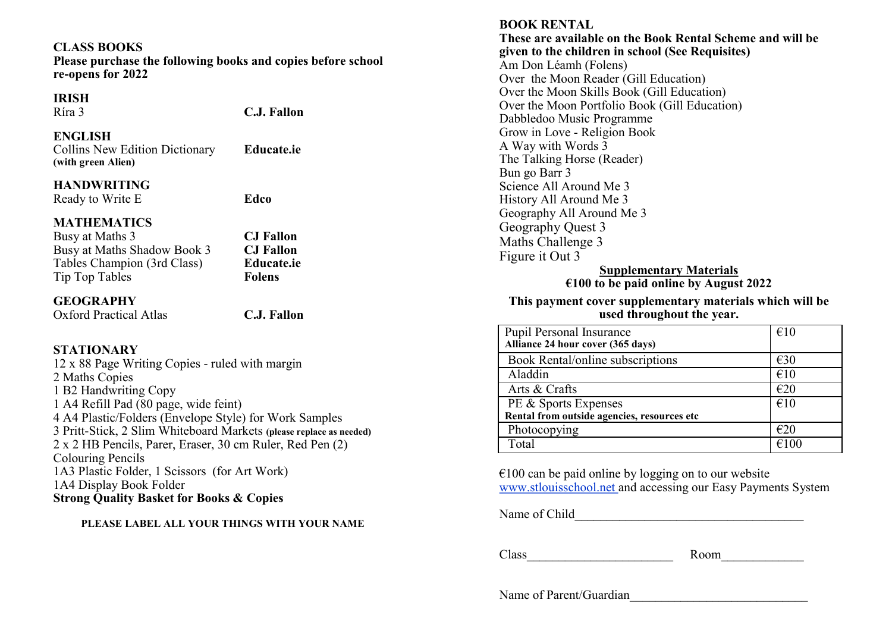## CLASS BOOKS

**Please purchase the following books and copies before school re-opens for 2022**

### IRISH

Ríra 3 **C.J. Fallon**

### ENGLISH

Collins New Edition Dictionary **(with green Alien)** **Educate.ie**

### HANDWRITING

Ready to Write E **Edco**

### MATHEMATICS

Busy at Maths 3 **CJ Fallon**
Busy at Maths Shadow Book 3 **CJ Fallon**
Tables Champion (3rd Class) **Educate.ie**
Tip Top Tables **Folens**

### GEOGRAPHY

Oxford Practical Atlas **C.J. Fallon**

### STATIONARY

12 x 88 Page Writing Copies - ruled with margin
2 Maths Copies
1 B2 Handwriting Copy
1 A4 Refill Pad (80 page, wide feint)
4 A4 Plastic/Folders (Envelope Style) for Work Samples
3 Pritt-Stick, 2 Slim Whiteboard Markets **(please replace as needed)**
2 x 2 HB Pencils, Parer, Eraser, 30 cm Ruler, Red Pen (2)
Colouring Pencils
1A3 Plastic Folder, 1 Scissors (for Art Work)
1A4 Display Book Folder
**Strong Quality Basket for Books & Copies**

**PLEASE LABEL ALL YOUR THINGS WITH YOUR NAME**

## BOOK RENTAL

**These are available on the Book Rental Scheme and will be given to the children in school (See Requisites)**

Am Don Léamh (Folens)
Over the Moon Reader (Gill Education)
Over the Moon Skills Book (Gill Education)
Over the Moon Portfolio Book (Gill Education)
Dabbledoo Music Programme
Grow in Love - Religion Book
A Way with Words 3
The Talking Horse (Reader)
Bun go Barr 3
Science All Around Me 3
History All Around Me 3
Geography All Around Me 3
Geography Quest 3
Maths Challenge 3
Figure it Out 3

**Supplementary Materials**

**€100 to be paid online by August 2022**

**This payment cover supplementary materials which will be used throughout the year.**

| | |
|---|---|
| Pupil Personal Insurance **Alliance 24 hour cover (365 days)** | €10 |
| Book Rental/online subscriptions | €30 |
| Aladdin | €10 |
| Arts & Crafts | €20 |
| PE & Sports Expenses **Rental from outside agencies, resources etc** | €10 |
| Photocopying | €20 |
| Total | €100 |

€100 can be paid online by logging on to our website www.stlouisschool.net and accessing our Easy Payments System

Name of Child___________________________________

Class_______________________ Room____________

Name of Parent/Guardian___________________________